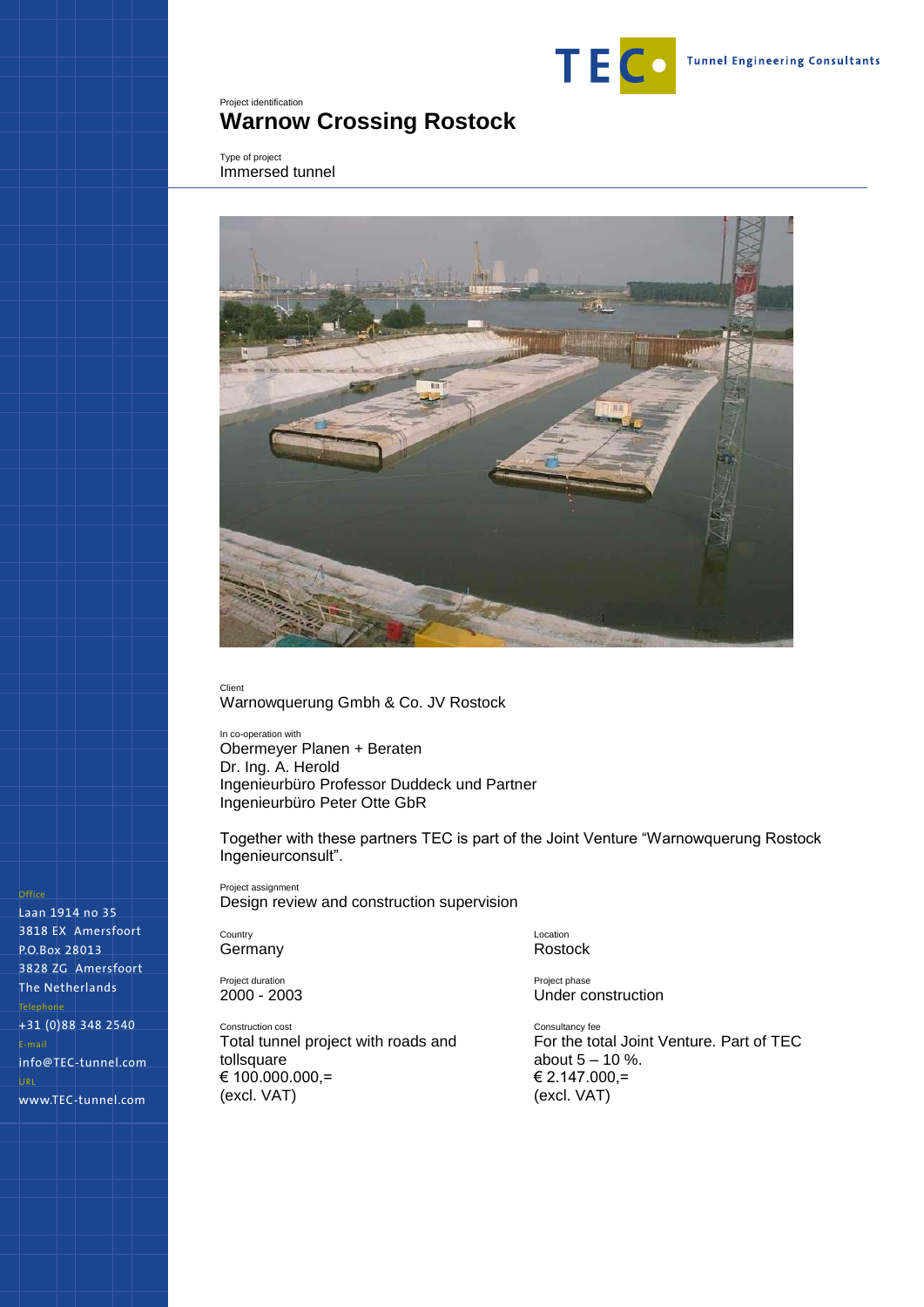TEC Tunnel Engineering Consultants

Project identification

# Warnow Crossing Rostock

Type of project

Immersed tunnel

Client

Warnowquerung Gmbh & Co. JV Rostock

In co-operation with

Obermeyer Planen + Beraten
Dr. Ing. A. Herold
Ingenieurbüro Professor Duddeck und Partner
Ingenieurbüro Peter Otte GbR

Together with these partners TEC is part of the Joint Venture "Warnowquerung Rostock Ingenieurconsult".

Project assignment

Design review and construction supervision

Country

Germany

Location

Rostock

Project duration

2000 - 2003

Project phase

Under construction

Construction cost

Total tunnel project with roads and tollsquare
€ 100.000.000,=
(excl. VAT)

Consultancy fee

For the total Joint Venture. Part of TEC about 5 – 10 %.
€ 2.147.000,=
(excl. VAT)

Office

Laan 1914 no 35
3818 EX Amersfoort
P.O.Box 28013
3828 ZG Amersfoort
The Netherlands

Telephone

+31 (0)88 348 2540

E-mail

info@TEC-tunnel.com

URL

www.TEC-tunnel.com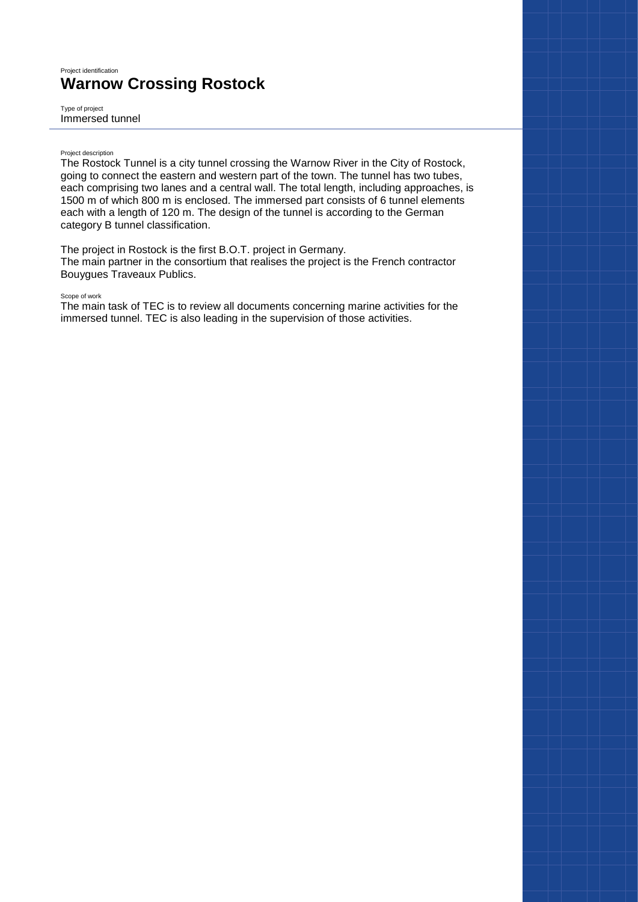Project identification

# Warnow Crossing Rostock

Type of project

Immersed tunnel

Project description

The Rostock Tunnel is a city tunnel crossing the Warnow River in the City of Rostock, going to connect the eastern and western part of the town. The tunnel has two tubes, each comprising two lanes and a central wall. The total length, including approaches, is 1500 m of which 800 m is enclosed. The immersed part consists of 6 tunnel elements each with a length of 120 m. The design of the tunnel is according to the German category B tunnel classification.

The project in Rostock is the first B.O.T. project in Germany.
The main partner in the consortium that realises the project is the French contractor Bouygues Traveaux Publics.

Scope of work

The main task of TEC is to review all documents concerning marine activities for the immersed tunnel. TEC is also leading in the supervision of those activities.